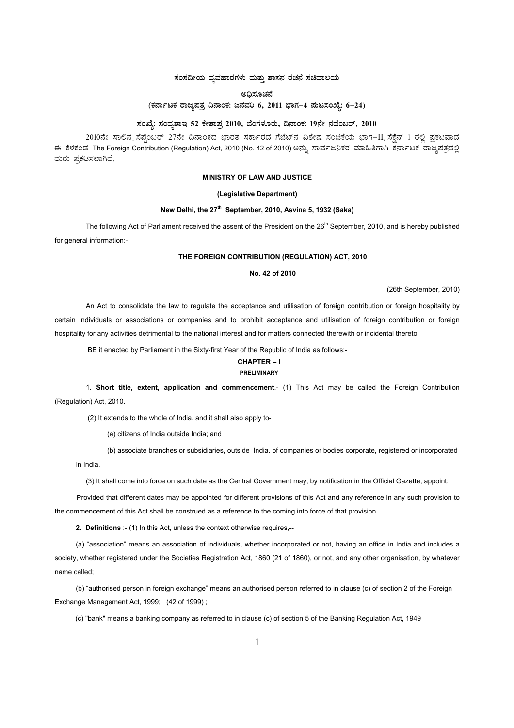**ಸಂಸದೀಯ ವ್ಯವಹಾರಗಳು ಮತ್ತು ಶಾಸನ ರಚನೆ ಸಚಿವಾಲಯ**

**ಅಧಿಸೂಚನೆ**

**(ಕರ್ನಾಟಕ ರಾಜ್ಯಪತ್ರ ದಿನಾಂಕ: ಜನವರಿ 6, 2011 ಭಾಗ–4 ಪುಟಸಂಖ್ಯೆ: 6–24)**

**ಸಂಖ್ಯೆ: ಸಂವ್ಯಶಾಇ 52 ಕೇಶಾಪ್ರ 2010, ಬೆಂಗಳೂರು, ದಿನಾಂಕ: 19ನೇ ನವೆಂಬರ್, 2010**

2010ನೇ ಸಾಲಿನ ಸೆಪ್ಟೆಂಬರ್ 27ನೇ ದಿನಾಂಕದ ಭಾರತ ಸರ್ಕಾರದ ಗೆಜೆಟ್‌ನ ವಿಶೇಷ ಸಂಚಿಕೆಯ ಭಾಗ–II ಸೆಕ್ಷನ್ 1 ರಲ್ಲಿ ಪ್ರಕಟವಾದ ಈ ಕೆಳಕಂಡ The Foreign Contribution (Regulation) Act, 2010 (No. 42 of 2010) ಅನ್ನು ಸಾರ್ವಜನಿಕರ ಮಾಹಿತಿಗಾಗಿ ಕರ್ನಾಟಕ ರಾಜ್ಯಪತ್ರದಲ್ಲಿ ಮರು ಪ್ರಕಟಿಸಲಾಗಿದೆ.

**MINISTRY OF LAW AND JUSTICE**

**(Legislative Department)**

**New Delhi, the 27th September, 2010, Asvina 5, 1932 (Saka)**

The following Act of Parliament received the assent of the President on the 26th September, 2010, and is hereby published for general information:-

**THE FOREIGN CONTRIBUTION (REGULATION) ACT, 2010**

**No. 42 of 2010**

(26th September, 2010)

An Act to consolidate the law to regulate the acceptance and utilisation of foreign contribution or foreign hospitality by certain individuals or associations or companies and to prohibit acceptance and utilisation of foreign contribution or foreign hospitality for any activities detrimental to the national interest and for matters connected therewith or incidental thereto.

BE it enacted by Parliament in the Sixty-first Year of the Republic of India as follows:-

**CHAPTER – I**

**PRELIMINARY**

1. **Short title, extent, application and commencement**.- (1) This Act may be called the Foreign Contribution (Regulation) Act, 2010.

(2) It extends to the whole of India, and it shall also apply to-

(a) citizens of India outside India; and

(b) associate branches or subsidiaries, outside India. of companies or bodies corporate, registered or incorporated in India.

(3) It shall come into force on such date as the Central Government may, by notification in the Official Gazette, appoint:

Provided that different dates may be appointed for different provisions of this Act and any reference in any such provision to the commencement of this Act shall be construed as a reference to the coming into force of that provision.

**2. Definitions** :- (1) In this Act, unless the context otherwise requires,--

(a) "association" means an association of individuals, whether incorporated or not, having an office in India and includes a society, whether registered under the Societies Registration Act, 1860 (21 of 1860), or not, and any other organisation, by whatever name called;

(b) "authorised person in foreign exchange" means an authorised person referred to in clause (c) of section 2 of the Foreign Exchange Management Act, 1999; (42 of 1999) ;

(c) "bank" means a banking company as referred to in clause (c) of section 5 of the Banking Regulation Act, 1949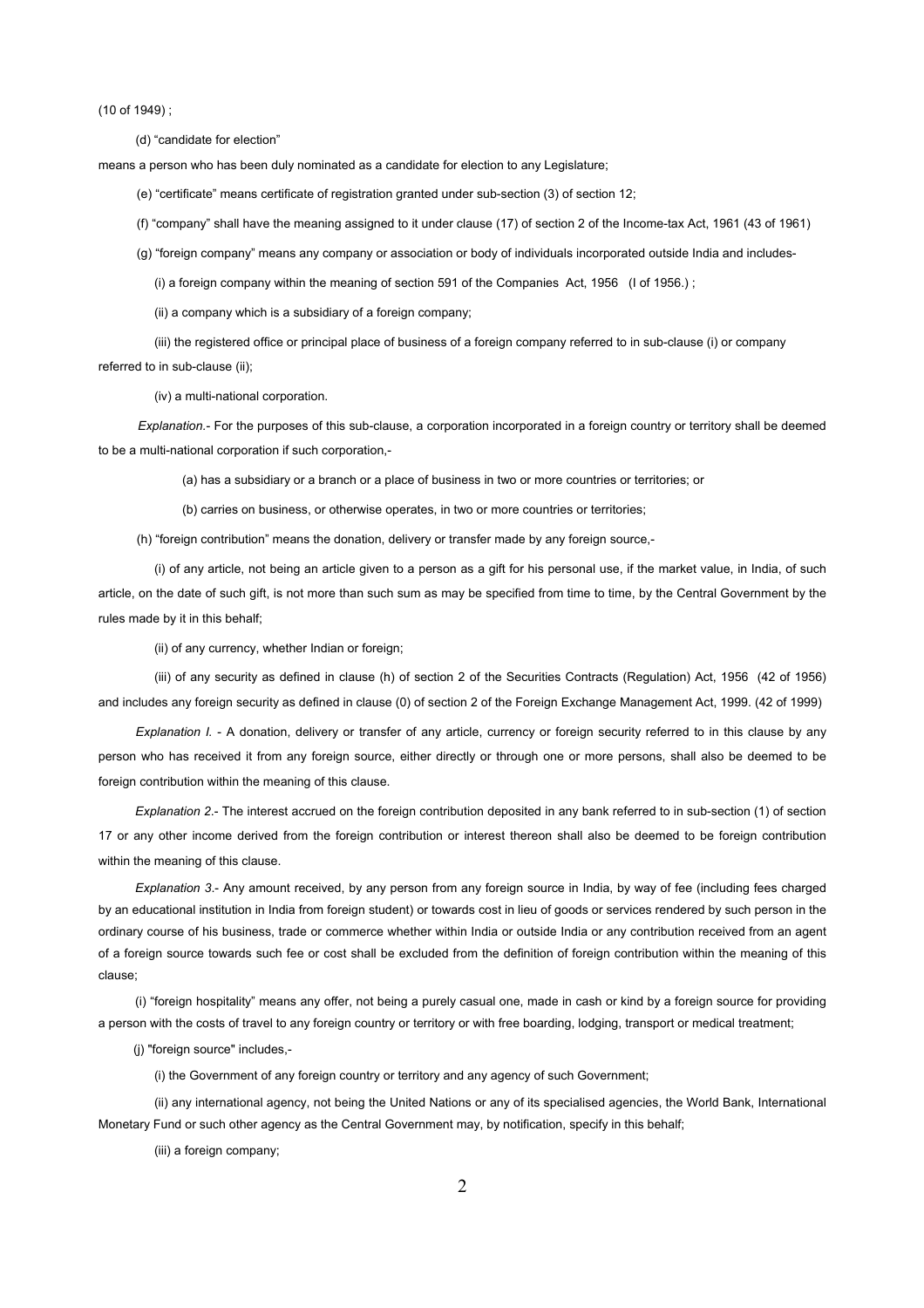(10 of 1949) ;

(d) "candidate for election"

means a person who has been duly nominated as a candidate for election to any Legislature;

(e) "certificate" means certificate of registration granted under sub-section (3) of section 12;

(f) "company" shall have the meaning assigned to it under clause (17) of section 2 of the Income-tax Act, 1961 (43 of 1961)

(g) "foreign company" means any company or association or body of individuals incorporated outside India and includes-

(i) a foreign company within the meaning of section 591 of the Companies Act, 1956 (I of 1956.) ;

(ii) a company which is a subsidiary of a foreign company;

(iii) the registered office or principal place of business of a foreign company referred to in sub-clause (i) or company referred to in sub-clause (ii);

(iv) a multi-national corporation.

*Explanation*.- For the purposes of this sub-clause, a corporation incorporated in a foreign country or territory shall be deemed to be a multi-national corporation if such corporation,-

(a) has a subsidiary or a branch or a place of business in two or more countries or territories; or

(b) carries on business, or otherwise operates, in two or more countries or territories;

(h) "foreign contribution" means the donation, delivery or transfer made by any foreign source,-

(i) of any article, not being an article given to a person as a gift for his personal use, if the market value, in India, of such article, on the date of such gift, is not more than such sum as may be specified from time to time, by the Central Government by the rules made by it in this behalf;

(ii) of any currency, whether Indian or foreign;

(iii) of any security as defined in clause (h) of section 2 of the Securities Contracts (Regulation) Act, 1956 (42 of 1956) and includes any foreign security as defined in clause (0) of section 2 of the Foreign Exchange Management Act, 1999. (42 of 1999)

*Explanation I.* - A donation, delivery or transfer of any article, currency or foreign security referred to in this clause by any person who has received it from any foreign source, either directly or through one or more persons, shall also be deemed to be foreign contribution within the meaning of this clause.

*Explanation 2*.- The interest accrued on the foreign contribution deposited in any bank referred to in sub-section (1) of section 17 or any other income derived from the foreign contribution or interest thereon shall also be deemed to be foreign contribution within the meaning of this clause.

*Explanation 3*.- Any amount received, by any person from any foreign source in India, by way of fee (including fees charged by an educational institution in India from foreign student) or towards cost in lieu of goods or services rendered by such person in the ordinary course of his business, trade or commerce whether within India or outside India or any contribution received from an agent of a foreign source towards such fee or cost shall be excluded from the definition of foreign contribution within the meaning of this clause;

(i) "foreign hospitality" means any offer, not being a purely casual one, made in cash or kind by a foreign source for providing a person with the costs of travel to any foreign country or territory or with free boarding, lodging, transport or medical treatment;

(j) "foreign source" includes,-

(i) the Government of any foreign country or territory and any agency of such Government;

(ii) any international agency, not being the United Nations or any of its specialised agencies, the World Bank, International Monetary Fund or such other agency as the Central Government may, by notification, specify in this behalf;

(iii) a foreign company;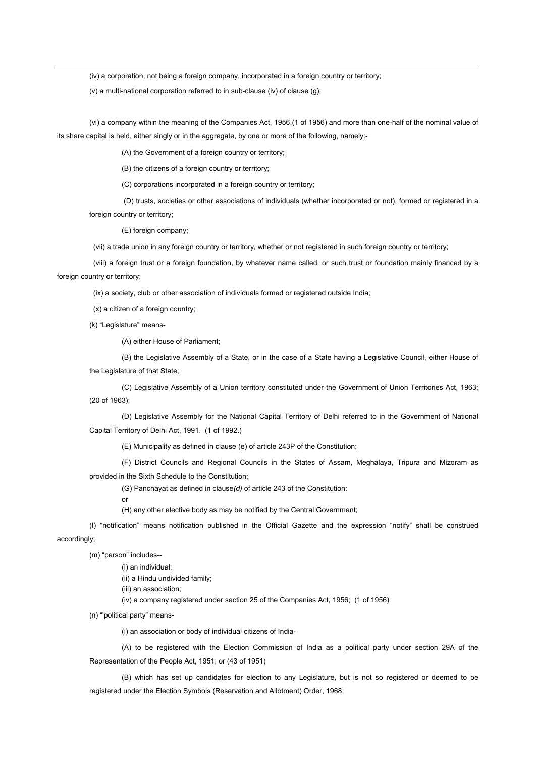(iv) a corporation, not being a foreign company, incorporated in a foreign country or territory;

(v) a multi-national corporation referred to in sub-clause (iv) of clause (g);

(vi) a company within the meaning of the Companies Act, 1956,(1 of 1956) and more than one-half of the nominal value of its share capital is held, either singly or in the aggregate, by one or more of the following, namely:-

(A) the Government of a foreign country or territory;

(B) the citizens of a foreign country or territory;

(C) corporations incorporated in a foreign country or territory;

(D) trusts, societies or other associations of individuals (whether incorporated or not), formed or registered in a foreign country or territory;

(E) foreign company;

(vii) a trade union in any foreign country or territory, whether or not registered in such foreign country or territory;

(viii) a foreign trust or a foreign foundation, by whatever name called, or such trust or foundation mainly financed by a foreign country or territory;

(ix) a society, club or other association of individuals formed or registered outside India;

(x) a citizen of a foreign country;

(k) "Legislature" means-

(A) either House of Parliament;

(B) the Legislative Assembly of a State, or in the case of a State having a Legislative Council, either House of the Legislature of that State;

(C) Legislative Assembly of a Union territory constituted under the Government of Union Territories Act, 1963; (20 of 1963);

(D) Legislative Assembly for the National Capital Territory of Delhi referred to in the Government of National Capital Territory of Delhi Act, 1991. (1 of 1992.)

(E) Municipality as defined in clause (e) of article 243P of the Constitution;

(F) District Councils and Regional Councils in the States of Assam, Meghalaya, Tripura and Mizoram as provided in the Sixth Schedule to the Constitution;

(G) Panchayat as defined in clause *(d)* of article 243 of the Constitution:

or

(H) any other elective body as may be notified by the Central Government;

(l) "notification" means notification published in the Official Gazette and the expression "notify" shall be construed accordingly;

(m) "person" includes--

(i) an individual;

(ii) a Hindu undivided family;

(iii) an association;

(iv) a company registered under section 25 of the Companies Act, 1956; (1 of 1956)

(n) "'political party" means-

(i) an association or body of individual citizens of India-

(A) to be registered with the Election Commission of India as a political party under section 29A of the Representation of the People Act, 1951; or (43 of 1951)

(B) which has set up candidates for election to any Legislature, but is not so registered or deemed to be registered under the Election Symbols (Reservation and Allotment) Order, 1968;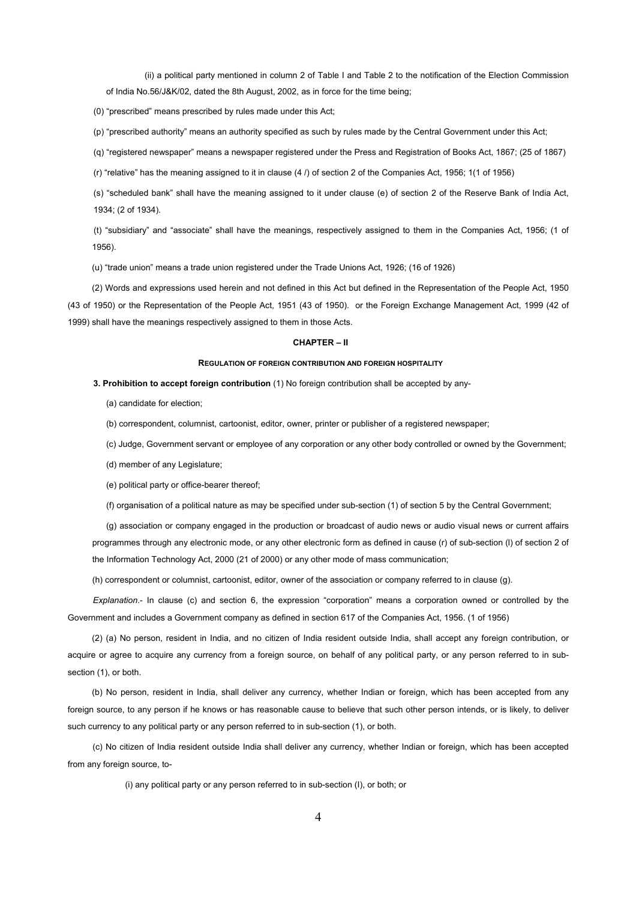(ii) a political party mentioned in column 2 of Table I and Table 2 to the notification of the Election Commission of India No.56/J&K/02, dated the 8th August, 2002, as in force for the time being;

(0) "prescribed" means prescribed by rules made under this Act;

(p) "prescribed authority" means an authority specified as such by rules made by the Central Government under this Act;

(q) "registered newspaper" means a newspaper registered under the Press and Registration of Books Act, 1867; (25 of 1867)

(r) "relative" has the meaning assigned to it in clause (4 /) of section 2 of the Companies Act, 1956; 1(1 of 1956)

(s) "scheduled bank" shall have the meaning assigned to it under clause (e) of section 2 of the Reserve Bank of India Act, 1934; (2 of 1934).

(t) "subsidiary" and "associate" shall have the meanings, respectively assigned to them in the Companies Act, 1956; (1 of 1956).

(u) "trade union" means a trade union registered under the Trade Unions Act, 1926; (16 of 1926)

(2) Words and expressions used herein and not defined in this Act but defined in the Representation of the People Act, 1950 (43 of 1950) or the Representation of the People Act, 1951 (43 of 1950). or the Foreign Exchange Management Act, 1999 (42 of 1999) shall have the meanings respectively assigned to them in those Acts.

## CHAPTER – II

### REGULATION OF FOREIGN CONTRIBUTION AND FOREIGN HOSPITALITY

**3. Prohibition to accept foreign contribution** (1) No foreign contribution shall be accepted by any-

(a) candidate for election;

(b) correspondent, columnist, cartoonist, editor, owner, printer or publisher of a registered newspaper;

(c) Judge, Government servant or employee of any corporation or any other body controlled or owned by the Government;

(d) member of any Legislature;

(e) political party or office-bearer thereof;

(f) organisation of a political nature as may be specified under sub-section (1) of section 5 by the Central Government;

(g) association or company engaged in the production or broadcast of audio news or audio visual news or current affairs programmes through any electronic mode, or any other electronic form as defined in cause (r) of sub-section (l) of section 2 of the Information Technology Act, 2000 (21 of 2000) or any other mode of mass communication;

(h) correspondent or columnist, cartoonist, editor, owner of the association or company referred to in clause (g).

*Explanation*.- In clause (c) and section 6, the expression "corporation" means a corporation owned or controlled by the Government and includes a Government company as defined in section 617 of the Companies Act, 1956. (1 of 1956)

(2) (a) No person, resident in India, and no citizen of India resident outside India, shall accept any foreign contribution, or acquire or agree to acquire any currency from a foreign source, on behalf of any political party, or any person referred to in sub-section (1), or both.

(b) No person, resident in India, shall deliver any currency, whether Indian or foreign, which has been accepted from any foreign source, to any person if he knows or has reasonable cause to believe that such other person intends, or is likely, to deliver such currency to any political party or any person referred to in sub-section (1), or both.

(c) No citizen of India resident outside India shall deliver any currency, whether Indian or foreign, which has been accepted from any foreign source, to-

(i) any political party or any person referred to in sub-section (I), or both; or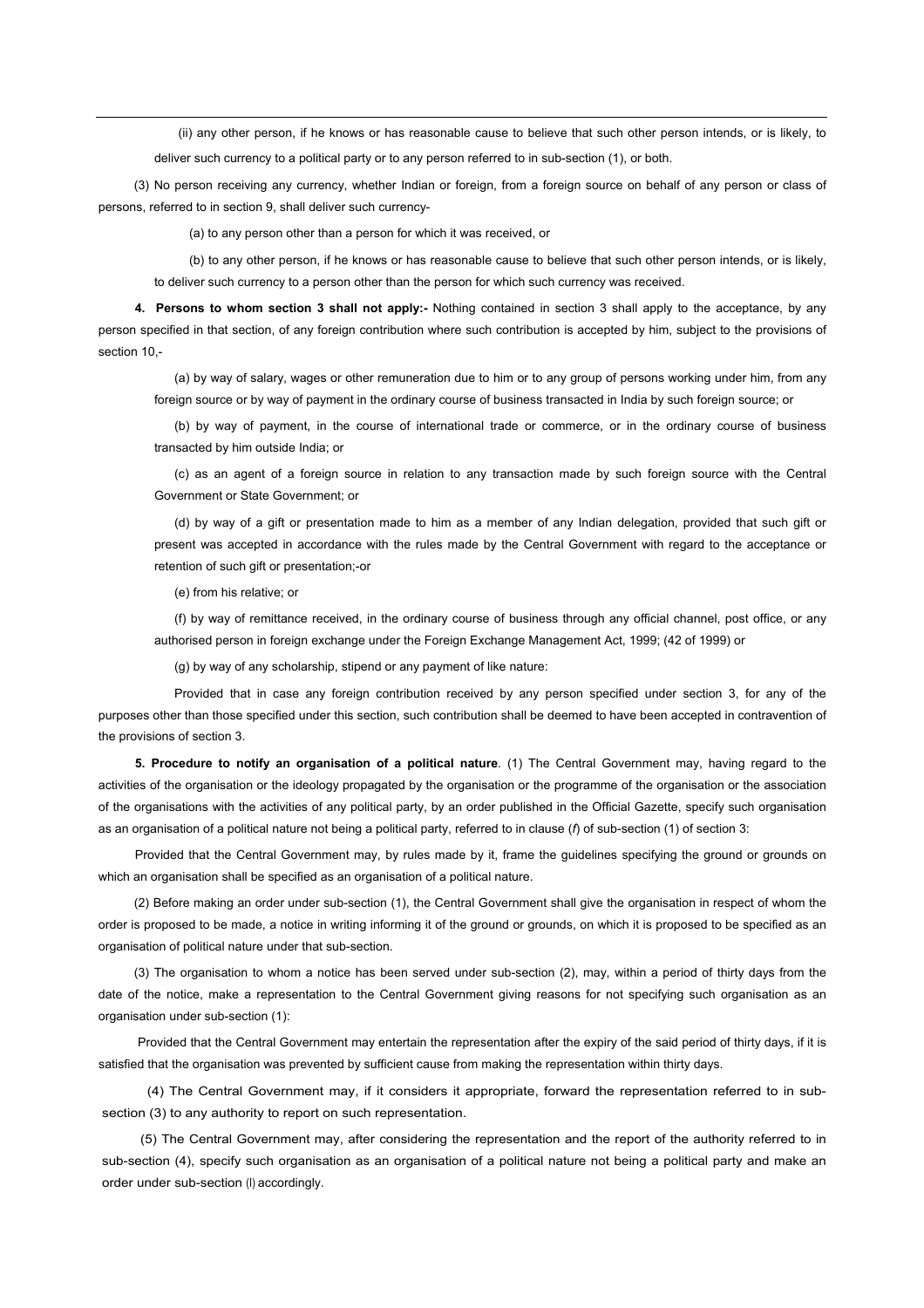(ii) any other person, if he knows or has reasonable cause to believe that such other person intends, or is likely, to deliver such currency to a political party or to any person referred to in sub-section (1), or both.

(3) No person receiving any currency, whether Indian or foreign, from a foreign source on behalf of any person or class of persons, referred to in section 9, shall deliver such currency-

(a) to any person other than a person for which it was received, or

(b) to any other person, if he knows or has reasonable cause to believe that such other person intends, or is likely, to deliver such currency to a person other than the person for which such currency was received.

**4. Persons to whom section 3 shall not apply:-** Nothing contained in section 3 shall apply to the acceptance, by any person specified in that section, of any foreign contribution where such contribution is accepted by him, subject to the provisions of section 10,-

(a) by way of salary, wages or other remuneration due to him or to any group of persons working under him, from any foreign source or by way of payment in the ordinary course of business transacted in India by such foreign source; or

(b) by way of payment, in the course of international trade or commerce, or in the ordinary course of business transacted by him outside India; or

(c) as an agent of a foreign source in relation to any transaction made by such foreign source with the Central Government or State Government; or

(d) by way of a gift or presentation made to him as a member of any Indian delegation, provided that such gift or present was accepted in accordance with the rules made by the Central Government with regard to the acceptance or retention of such gift or presentation;-or

(e) from his relative; or

(f) by way of remittance received, in the ordinary course of business through any official channel, post office, or any authorised person in foreign exchange under the Foreign Exchange Management Act, 1999; (42 of 1999) or

(g) by way of any scholarship, stipend or any payment of like nature:

Provided that in case any foreign contribution received by any person specified under section 3, for any of the purposes other than those specified under this section, such contribution shall be deemed to have been accepted in contravention of the provisions of section 3.

**5. Procedure to notify an organisation of a political nature**. (1) The Central Government may, having regard to the activities of the organisation or the ideology propagated by the organisation or the programme of the organisation or the association of the organisations with the activities of any political party, by an order published in the Official Gazette, specify such organisation as an organisation of a political nature not being a political party, referred to in clause (*f*) of sub-section (1) of section 3:

Provided that the Central Government may, by rules made by it, frame the guidelines specifying the ground or grounds on which an organisation shall be specified as an organisation of a political nature.

(2) Before making an order under sub-section (1), the Central Government shall give the organisation in respect of whom the order is proposed to be made, a notice in writing informing it of the ground or grounds, on which it is proposed to be specified as an organisation of political nature under that sub-section.

(3) The organisation to whom a notice has been served under sub-section (2), may, within a period of thirty days from the date of the notice, make a representation to the Central Government giving reasons for not specifying such organisation as an organisation under sub-section (1):

Provided that the Central Government may entertain the representation after the expiry of the said period of thirty days, if it is satisfied that the organisation was prevented by sufficient cause from making the representation within thirty days.

(4) The Central Government may, if it considers it appropriate, forward the representation referred to in sub-section (3) to any authority to report on such representation.

(5) The Central Government may, after considering the representation and the report of the authority referred to in sub-section (4), specify such organisation as an organisation of a political nature not being a political party and make an order under sub-section (l) accordingly.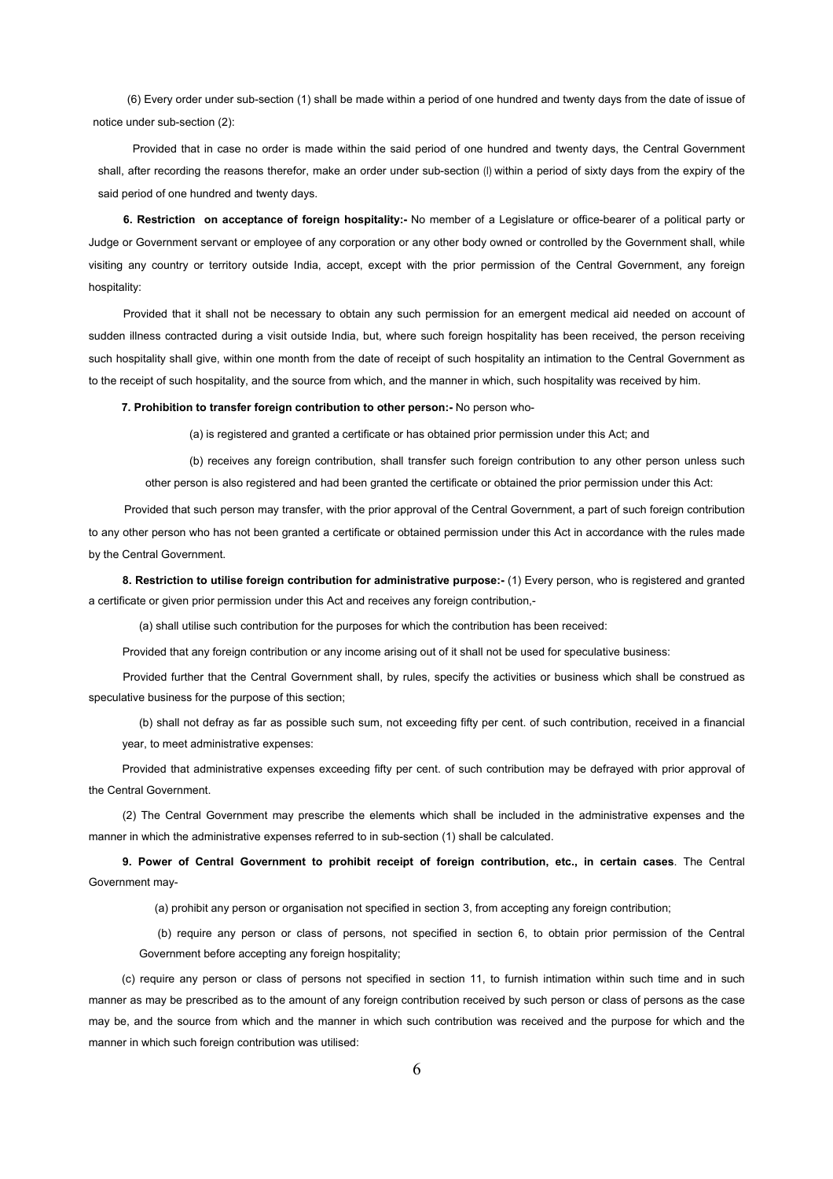(6) Every order under sub-section (1) shall be made within a period of one hundred and twenty days from the date of issue of notice under sub-section (2):

Provided that in case no order is made within the said period of one hundred and twenty days, the Central Government shall, after recording the reasons therefor, make an order under sub-section (l) within a period of sixty days from the expiry of the said period of one hundred and twenty days.

**6. Restriction on acceptance of foreign hospitality:-** No member of a Legislature or office-bearer of a political party or Judge or Government servant or employee of any corporation or any other body owned or controlled by the Government shall, while visiting any country or territory outside India, accept, except with the prior permission of the Central Government, any foreign hospitality:

Provided that it shall not be necessary to obtain any such permission for an emergent medical aid needed on account of sudden illness contracted during a visit outside India, but, where such foreign hospitality has been received, the person receiving such hospitality shall give, within one month from the date of receipt of such hospitality an intimation to the Central Government as to the receipt of such hospitality, and the source from which, and the manner in which, such hospitality was received by him.

**7. Prohibition to transfer foreign contribution to other person:-** No person who-

(a) is registered and granted a certificate or has obtained prior permission under this Act; and

(b) receives any foreign contribution, shall transfer such foreign contribution to any other person unless such other person is also registered and had been granted the certificate or obtained the prior permission under this Act:

Provided that such person may transfer, with the prior approval of the Central Government, a part of such foreign contribution to any other person who has not been granted a certificate or obtained permission under this Act in accordance with the rules made by the Central Government.

**8. Restriction to utilise foreign contribution for administrative purpose:-** (1) Every person, who is registered and granted a certificate or given prior permission under this Act and receives any foreign contribution,-

(a) shall utilise such contribution for the purposes for which the contribution has been received:

Provided that any foreign contribution or any income arising out of it shall not be used for speculative business:

Provided further that the Central Government shall, by rules, specify the activities or business which shall be construed as speculative business for the purpose of this section;

(b) shall not defray as far as possible such sum, not exceeding fifty per cent. of such contribution, received in a financial year, to meet administrative expenses:

Provided that administrative expenses exceeding fifty per cent. of such contribution may be defrayed with prior approval of the Central Government.

(2) The Central Government may prescribe the elements which shall be included in the administrative expenses and the manner in which the administrative expenses referred to in sub-section (1) shall be calculated.

**9. Power of Central Government to prohibit receipt of foreign contribution, etc., in certain cases**. The Central Government may-

(a) prohibit any person or organisation not specified in section 3, from accepting any foreign contribution;

(b) require any person or class of persons, not specified in section 6, to obtain prior permission of the Central Government before accepting any foreign hospitality;

(c) require any person or class of persons not specified in section 11, to furnish intimation within such time and in such manner as may be prescribed as to the amount of any foreign contribution received by such person or class of persons as the case may be, and the source from which and the manner in which such contribution was received and the purpose for which and the manner in which such foreign contribution was utilised: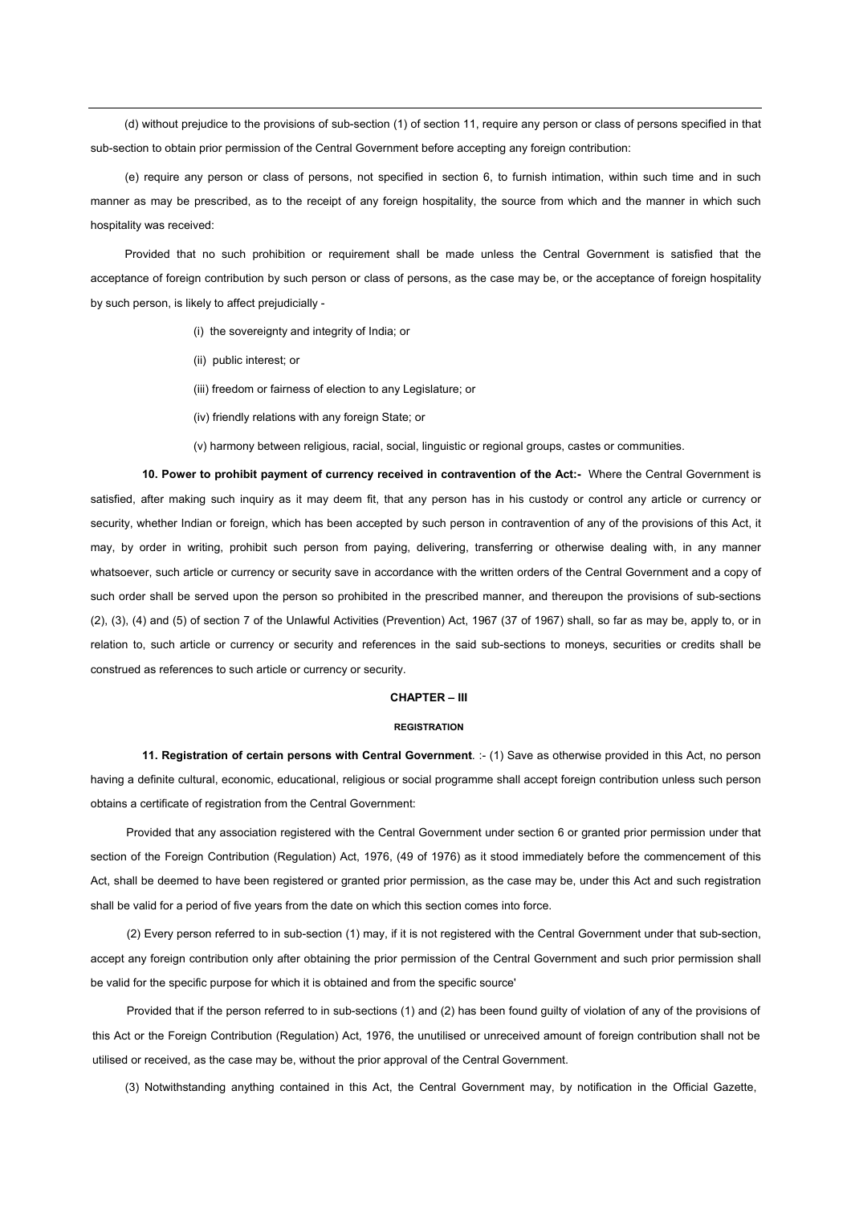(d) without prejudice to the provisions of sub-section (1) of section 11, require any person or class of persons specified in that sub-section to obtain prior permission of the Central Government before accepting any foreign contribution:

(e) require any person or class of persons, not specified in section 6, to furnish intimation, within such time and in such manner as may be prescribed, as to the receipt of any foreign hospitality, the source from which and the manner in which such hospitality was received:

Provided that no such prohibition or requirement shall be made unless the Central Government is satisfied that the acceptance of foreign contribution by such person or class of persons, as the case may be, or the acceptance of foreign hospitality by such person, is likely to affect prejudicially -

(i) the sovereignty and integrity of India; or

(ii) public interest; or

(iii) freedom or fairness of election to any Legislature; or

(iv) friendly relations with any foreign State; or

(v) harmony between religious, racial, social, linguistic or regional groups, castes or communities.

**10. Power to prohibit payment of currency received in contravention of the Act:-** Where the Central Government is satisfied, after making such inquiry as it may deem fit, that any person has in his custody or control any article or currency or security, whether Indian or foreign, which has been accepted by such person in contravention of any of the provisions of this Act, it may, by order in writing, prohibit such person from paying, delivering, transferring or otherwise dealing with, in any manner whatsoever, such article or currency or security save in accordance with the written orders of the Central Government and a copy of such order shall be served upon the person so prohibited in the prescribed manner, and thereupon the provisions of sub-sections (2), (3), (4) and (5) of section 7 of the Unlawful Activities (Prevention) Act, 1967 (37 of 1967) shall, so far as may be, apply to, or in relation to, such article or currency or security and references in the said sub-sections to moneys, securities or credits shall be construed as references to such article or currency or security.

## CHAPTER – III

### REGISTRATION

**11. Registration of certain persons with Central Government**. :- (1) Save as otherwise provided in this Act, no person having a definite cultural, economic, educational, religious or social programme shall accept foreign contribution unless such person obtains a certificate of registration from the Central Government:

Provided that any association registered with the Central Government under section 6 or granted prior permission under that section of the Foreign Contribution (Regulation) Act, 1976, (49 of 1976) as it stood immediately before the commencement of this Act, shall be deemed to have been registered or granted prior permission, as the case may be, under this Act and such registration shall be valid for a period of five years from the date on which this section comes into force.

(2) Every person referred to in sub-section (1) may, if it is not registered with the Central Government under that sub-section, accept any foreign contribution only after obtaining the prior permission of the Central Government and such prior permission shall be valid for the specific purpose for which it is obtained and from the specific source'

Provided that if the person referred to in sub-sections (1) and (2) has been found guilty of violation of any of the provisions of this Act or the Foreign Contribution (Regulation) Act, 1976, the unutilised or unreceived amount of foreign contribution shall not be utilised or received, as the case may be, without the prior approval of the Central Government.

(3) Notwithstanding anything contained in this Act, the Central Government may, by notification in the Official Gazette,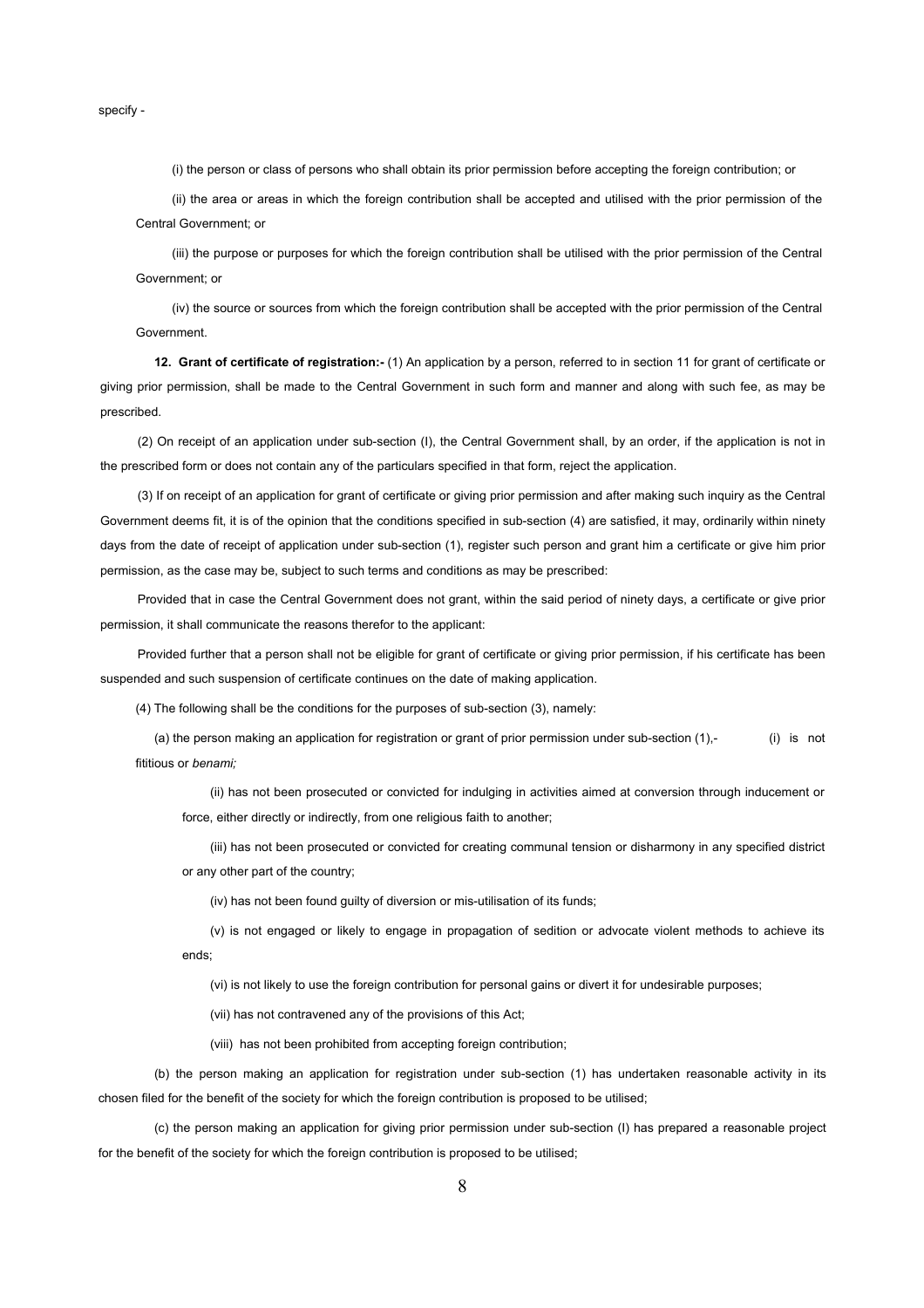specify -

(i) the person or class of persons who shall obtain its prior permission before accepting the foreign contribution; or

(ii) the area or areas in which the foreign contribution shall be accepted and utilised with the prior permission of the Central Government; or

(iii) the purpose or purposes for which the foreign contribution shall be utilised with the prior permission of the Central Government; or

(iv) the source or sources from which the foreign contribution shall be accepted with the prior permission of the Central Government.

**12. Grant of certificate of registration:-** (1) An application by a person, referred to in section 11 for grant of certificate or giving prior permission, shall be made to the Central Government in such form and manner and along with such fee, as may be prescribed.

(2) On receipt of an application under sub-section (I), the Central Government shall, by an order, if the application is not in the prescribed form or does not contain any of the particulars specified in that form, reject the application.

(3) If on receipt of an application for grant of certificate or giving prior permission and after making such inquiry as the Central Government deems fit, it is of the opinion that the conditions specified in sub-section (4) are satisfied, it may, ordinarily within ninety days from the date of receipt of application under sub-section (1), register such person and grant him a certificate or give him prior permission, as the case may be, subject to such terms and conditions as may be prescribed:

Provided that in case the Central Government does not grant, within the said period of ninety days, a certificate or give prior permission, it shall communicate the reasons therefor to the applicant:

Provided further that a person shall not be eligible for grant of certificate or giving prior permission, if his certificate has been suspended and such suspension of certificate continues on the date of making application.

(4) The following shall be the conditions for the purposes of sub-section (3), namely:

(a) the person making an application for registration or grant of prior permission under sub-section (1),- (i) is not fititious or *benami;*

(ii) has not been prosecuted or convicted for indulging in activities aimed at conversion through inducement or force, either directly or indirectly, from one religious faith to another;

(iii) has not been prosecuted or convicted for creating communal tension or disharmony in any specified district or any other part of the country;

(iv) has not been found guilty of diversion or mis-utilisation of its funds;

(v) is not engaged or likely to engage in propagation of sedition or advocate violent methods to achieve its ends;

(vi) is not likely to use the foreign contribution for personal gains or divert it for undesirable purposes;

(vii) has not contravened any of the provisions of this Act;

(viii) has not been prohibited from accepting foreign contribution;

(b) the person making an application for registration under sub-section (1) has undertaken reasonable activity in its chosen filed for the benefit of the society for which the foreign contribution is proposed to be utilised;

(c) the person making an application for giving prior permission under sub-section (I) has prepared a reasonable project for the benefit of the society for which the foreign contribution is proposed to be utilised;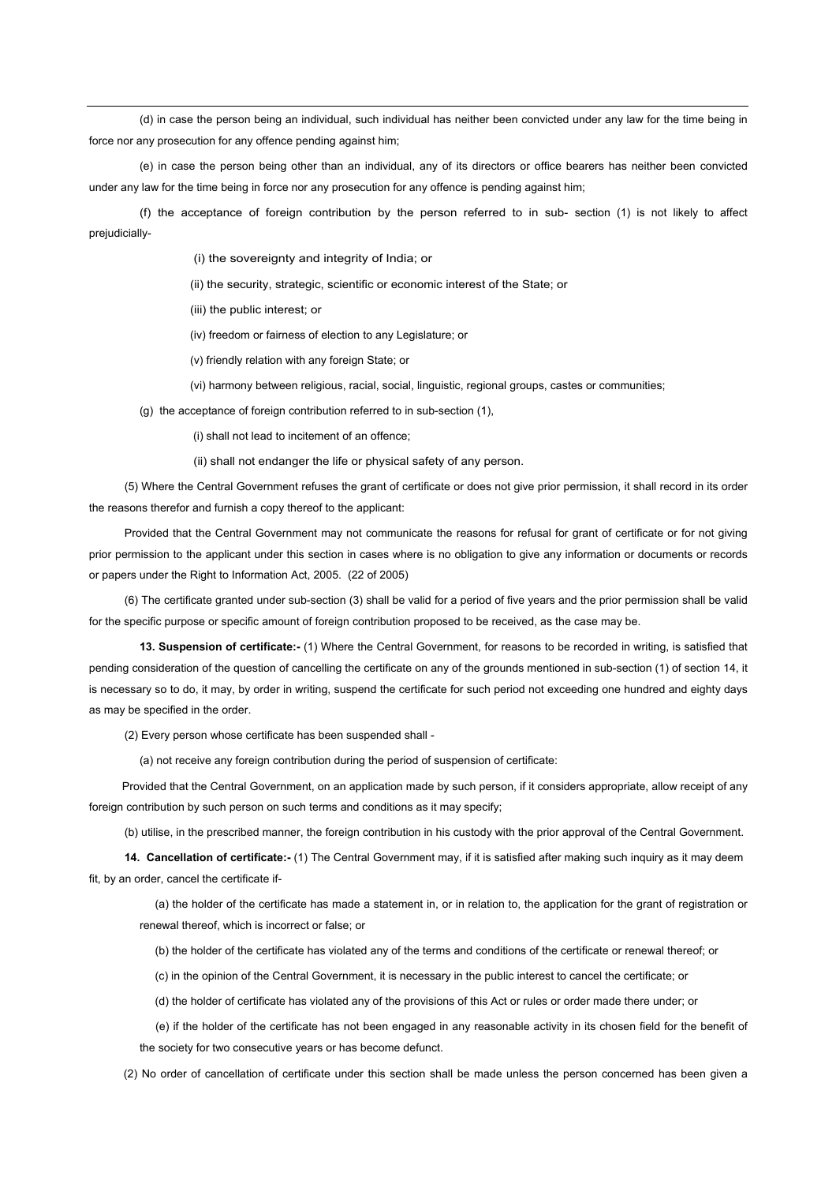(d) in case the person being an individual, such individual has neither been convicted under any law for the time being in force nor any prosecution for any offence pending against him;

(e) in case the person being other than an individual, any of its directors or office bearers has neither been convicted under any law for the time being in force nor any prosecution for any offence is pending against him;

(f) the acceptance of foreign contribution by the person referred to in sub- section (1) is not likely to affect prejudicially-

(i) the sovereignty and integrity of India; or

(ii) the security, strategic, scientific or economic interest of the State; or

(iii) the public interest; or

(iv) freedom or fairness of election to any Legislature; or

(v) friendly relation with any foreign State; or

(vi) harmony between religious, racial, social, linguistic, regional groups, castes or communities;

(g) the acceptance of foreign contribution referred to in sub-section (1),

(i) shall not lead to incitement of an offence;

(ii) shall not endanger the life or physical safety of any person.

(5) Where the Central Government refuses the grant of certificate or does not give prior permission, it shall record in its order the reasons therefor and furnish a copy thereof to the applicant:

Provided that the Central Government may not communicate the reasons for refusal for grant of certificate or for not giving prior permission to the applicant under this section in cases where is no obligation to give any information or documents or records or papers under the Right to Information Act, 2005. (22 of 2005)

(6) The certificate granted under sub-section (3) shall be valid for a period of five years and the prior permission shall be valid for the specific purpose or specific amount of foreign contribution proposed to be received, as the case may be.

**13. Suspension of certificate:-** (1) Where the Central Government, for reasons to be recorded in writing, is satisfied that pending consideration of the question of cancelling the certificate on any of the grounds mentioned in sub-section (1) of section 14, it is necessary so to do, it may, by order in writing, suspend the certificate for such period not exceeding one hundred and eighty days as may be specified in the order.

(2) Every person whose certificate has been suspended shall -

(a) not receive any foreign contribution during the period of suspension of certificate:

Provided that the Central Government, on an application made by such person, if it considers appropriate, allow receipt of any foreign contribution by such person on such terms and conditions as it may specify;

(b) utilise, in the prescribed manner, the foreign contribution in his custody with the prior approval of the Central Government.

**14. Cancellation of certificate:-** (1) The Central Government may, if it is satisfied after making such inquiry as it may deem fit, by an order, cancel the certificate if-

(a) the holder of the certificate has made a statement in, or in relation to, the application for the grant of registration or renewal thereof, which is incorrect or false; or

(b) the holder of the certificate has violated any of the terms and conditions of the certificate or renewal thereof; or

(c) in the opinion of the Central Government, it is necessary in the public interest to cancel the certificate; or

(d) the holder of certificate has violated any of the provisions of this Act or rules or order made there under; or

(e) if the holder of the certificate has not been engaged in any reasonable activity in its chosen field for the benefit of the society for two consecutive years or has become defunct.

(2) No order of cancellation of certificate under this section shall be made unless the person concerned has been given a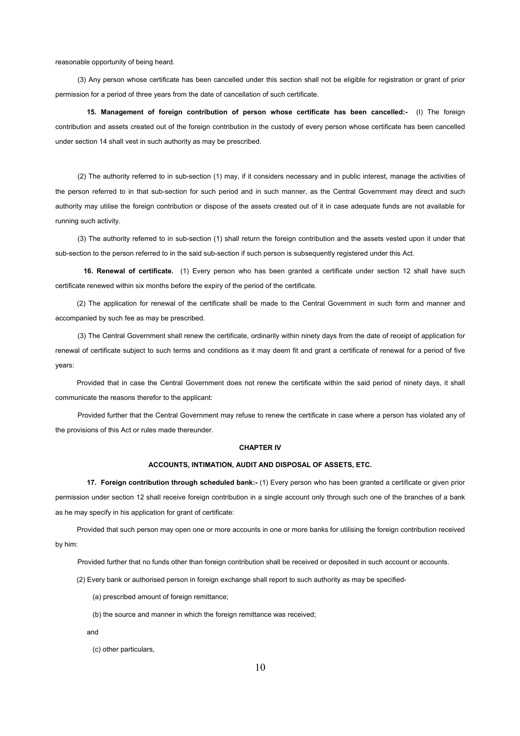reasonable opportunity of being heard.

(3) Any person whose certificate has been cancelled under this section shall not be eligible for registration or grant of prior permission for a period of three years from the date of cancellation of such certificate.

**15. Management of foreign contribution of person whose certificate has been cancelled:-** (I) The foreign contribution and assets created out of the foreign contribution in the custody of every person whose certificate has been cancelled under section 14 shall vest in such authority as may be prescribed.

(2) The authority referred to in sub-section (1) may, if it considers necessary and in public interest, manage the activities of the person referred to in that sub-section for such period and in such manner, as the Central Government may direct and such authority may utilise the foreign contribution or dispose of the assets created out of it in case adequate funds are not available for running such activity.

(3) The authority referred to in sub-section (1) shall return the foreign contribution and the assets vested upon it under that sub-section to the person referred to in the said sub-section if such person is subsequently registered under this Act.

**16. Renewal of certificate.** (1) Every person who has been granted a certificate under section 12 shall have such certificate renewed within six months before the expiry of the period of the certificate.

(2) The application for renewal of the certificate shall be made to the Central Government in such form and manner and accompanied by such fee as may be prescribed.

(3) The Central Government shall renew the certificate, ordinarily within ninety days from the date of receipt of application for renewal of certificate subject to such terms and conditions as it may deem fit and grant a certificate of renewal for a period of five years:

Provided that in case the Central Government does not renew the certificate within the said period of ninety days, it shall communicate the reasons therefor to the applicant:

Provided further that the Central Government may refuse to renew the certificate in case where a person has violated any of the provisions of this Act or rules made thereunder.

## CHAPTER IV

## ACCOUNTS, INTIMATION, AUDIT AND DISPOSAL OF ASSETS, ETC.

**17. Foreign contribution through scheduled bank:-** (1) Every person who has been granted a certificate or given prior permission under section 12 shall receive foreign contribution in a single account only through such one of the branches of a bank as he may specify in his application for grant of certificate:

Provided that such person may open one or more accounts in one or more banks for utilising the foreign contribution received by him:

Provided further that no funds other than foreign contribution shall be received or deposited in such account or accounts.

(2) Every bank or authorised person in foreign exchange shall report to such authority as may be specified-

(a) prescribed amount of foreign remittance;

(b) the source and manner in which the foreign remittance was received;

and

(c) other particulars,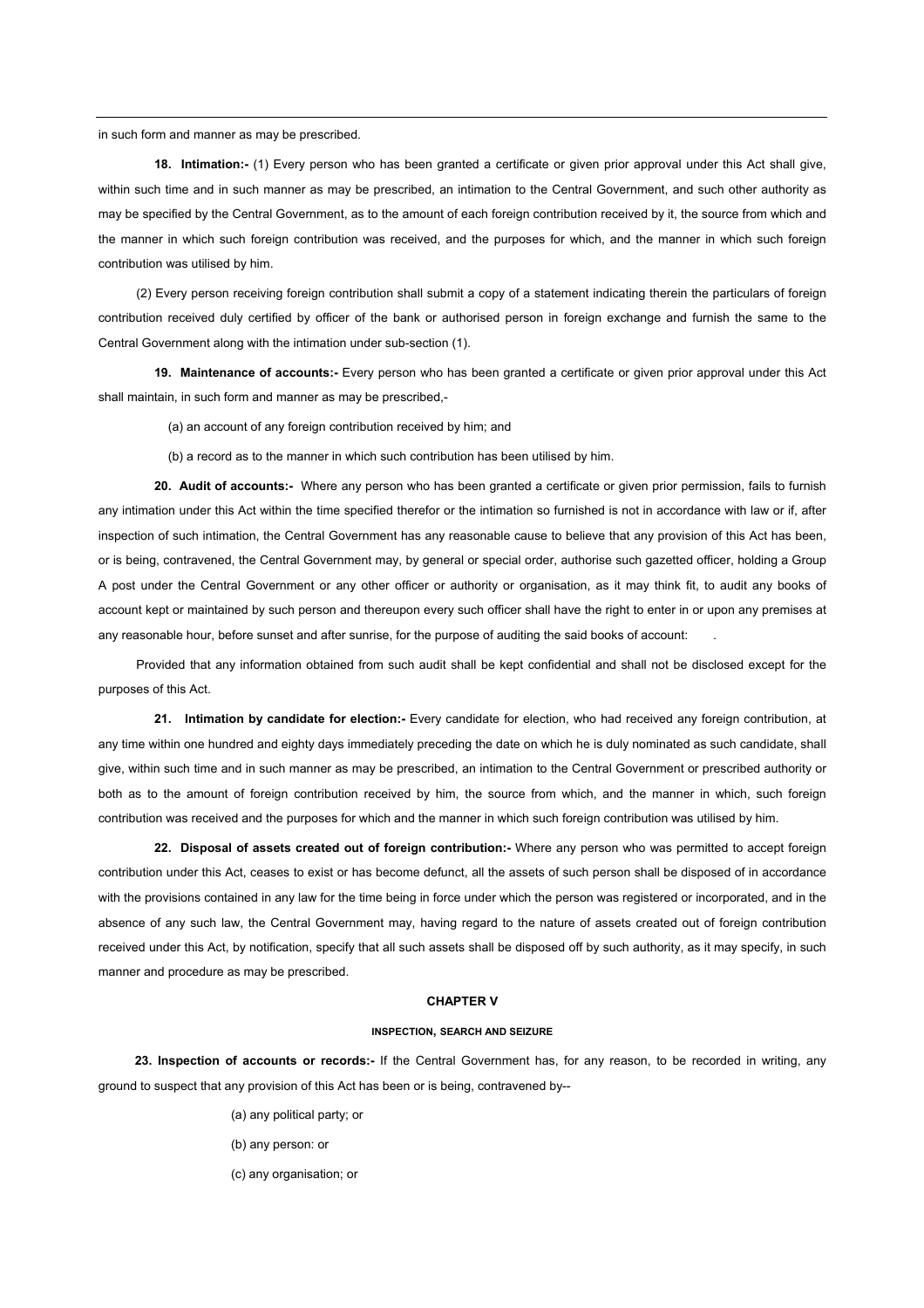in such form and manner as may be prescribed.

**18. Intimation:-** (1) Every person who has been granted a certificate or given prior approval under this Act shall give, within such time and in such manner as may be prescribed, an intimation to the Central Government, and such other authority as may be specified by the Central Government, as to the amount of each foreign contribution received by it, the source from which and the manner in which such foreign contribution was received, and the purposes for which, and the manner in which such foreign contribution was utilised by him.

(2) Every person receiving foreign contribution shall submit a copy of a statement indicating therein the particulars of foreign contribution received duly certified by officer of the bank or authorised person in foreign exchange and furnish the same to the Central Government along with the intimation under sub-section (1).

**19. Maintenance of accounts:-** Every person who has been granted a certificate or given prior approval under this Act shall maintain, in such form and manner as may be prescribed,-

(a) an account of any foreign contribution received by him; and

(b) a record as to the manner in which such contribution has been utilised by him.

**20. Audit of accounts:-** Where any person who has been granted a certificate or given prior permission, fails to furnish any intimation under this Act within the time specified therefor or the intimation so furnished is not in accordance with law or if, after inspection of such intimation, the Central Government has any reasonable cause to believe that any provision of this Act has been, or is being, contravened, the Central Government may, by general or special order, authorise such gazetted officer, holding a Group A post under the Central Government or any other officer or authority or organisation, as it may think fit, to audit any books of account kept or maintained by such person and thereupon every such officer shall have the right to enter in or upon any premises at any reasonable hour, before sunset and after sunrise, for the purpose of auditing the said books of account: .

Provided that any information obtained from such audit shall be kept confidential and shall not be disclosed except for the purposes of this Act.

**21. Intimation by candidate for election:-** Every candidate for election, who had received any foreign contribution, at any time within one hundred and eighty days immediately preceding the date on which he is duly nominated as such candidate, shall give, within such time and in such manner as may be prescribed, an intimation to the Central Government or prescribed authority or both as to the amount of foreign contribution received by him, the source from which, and the manner in which, such foreign contribution was received and the purposes for which and the manner in which such foreign contribution was utilised by him.

**22. Disposal of assets created out of foreign contribution:-** Where any person who was permitted to accept foreign contribution under this Act, ceases to exist or has become defunct, all the assets of such person shall be disposed of in accordance with the provisions contained in any law for the time being in force under which the person was registered or incorporated, and in the absence of any such law, the Central Government may, having regard to the nature of assets created out of foreign contribution received under this Act, by notification, specify that all such assets shall be disposed off by such authority, as it may specify, in such manner and procedure as may be prescribed.

## CHAPTER V

### INSPECTION, SEARCH AND SEIZURE

**23. Inspection of accounts or records:-** If the Central Government has, for any reason, to be recorded in writing, any ground to suspect that any provision of this Act has been or is being, contravened by--

(a) any political party; or

(b) any person: or

(c) any organisation; or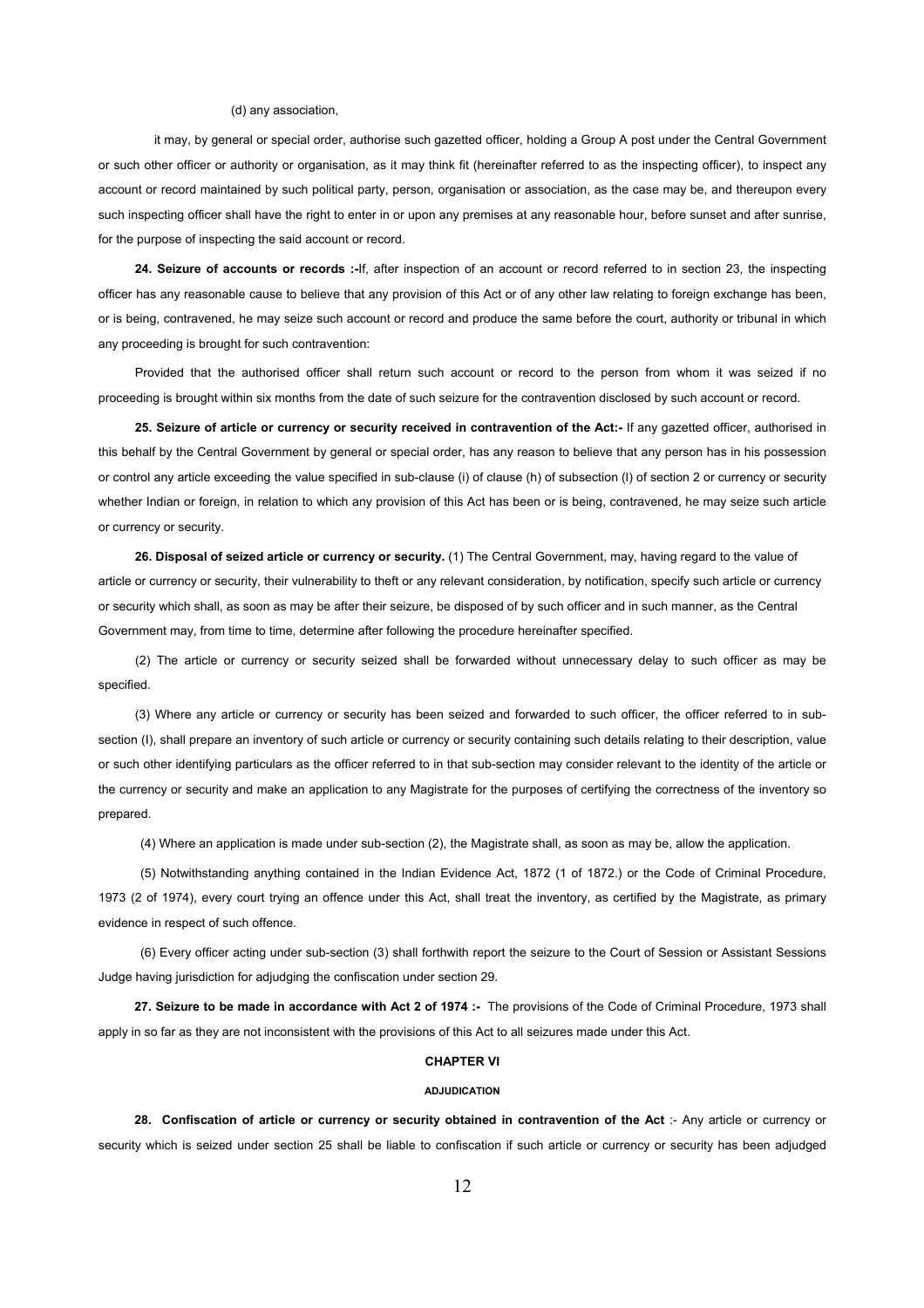(d) any association,

it may, by general or special order, authorise such gazetted officer, holding a Group A post under the Central Government or such other officer or authority or organisation, as it may think fit (hereinafter referred to as the inspecting officer), to inspect any account or record maintained by such political party, person, organisation or association, as the case may be, and thereupon every such inspecting officer shall have the right to enter in or upon any premises at any reasonable hour, before sunset and after sunrise, for the purpose of inspecting the said account or record.

**24. Seizure of accounts or records :-**If, after inspection of an account or record referred to in section 23, the inspecting officer has any reasonable cause to believe that any provision of this Act or of any other law relating to foreign exchange has been, or is being, contravened, he may seize such account or record and produce the same before the court, authority or tribunal in which any proceeding is brought for such contravention:

Provided that the authorised officer shall return such account or record to the person from whom it was seized if no proceeding is brought within six months from the date of such seizure for the contravention disclosed by such account or record.

**25. Seizure of article or currency or security received in contravention of the Act:-** If any gazetted officer, authorised in this behalf by the Central Government by general or special order, has any reason to believe that any person has in his possession or control any article exceeding the value specified in sub-clause (i) of clause (h) of subsection (l) of section 2 or currency or security whether Indian or foreign, in relation to which any provision of this Act has been or is being, contravened, he may seize such article or currency or security.

**26. Disposal of seized article or currency or security.** (1) The Central Government, may, having regard to the value of article or currency or security, their vulnerability to theft or any relevant consideration, by notification, specify such article or currency or security which shall, as soon as may be after their seizure, be disposed of by such officer and in such manner, as the Central Government may, from time to time, determine after following the procedure hereinafter specified.

(2) The article or currency or security seized shall be forwarded without unnecessary delay to such officer as may be specified.

(3) Where any article or currency or security has been seized and forwarded to such officer, the officer referred to in sub-section (I), shall prepare an inventory of such article or currency or security containing such details relating to their description, value or such other identifying particulars as the officer referred to in that sub-section may consider relevant to the identity of the article or the currency or security and make an application to any Magistrate for the purposes of certifying the correctness of the inventory so prepared.

(4) Where an application is made under sub-section (2), the Magistrate shall, as soon as may be, allow the application.

(5) Notwithstanding anything contained in the Indian Evidence Act, 1872 (1 of 1872.) or the Code of Criminal Procedure, 1973 (2 of 1974), every court trying an offence under this Act, shall treat the inventory, as certified by the Magistrate, as primary evidence in respect of such offence.

(6) Every officer acting under sub-section (3) shall forthwith report the seizure to the Court of Session or Assistant Sessions Judge having jurisdiction for adjudging the confiscation under section 29.

**27. Seizure to be made in accordance with Act 2 of 1974 :-** The provisions of the Code of Criminal Procedure, 1973 shall apply in so far as they are not inconsistent with the provisions of this Act to all seizures made under this Act.

## CHAPTER VI

### ADJUDICATION

**28. Confiscation of article or currency or security obtained in contravention of the Act** :- Any article or currency or security which is seized under section 25 shall be liable to confiscation if such article or currency or security has been adjudged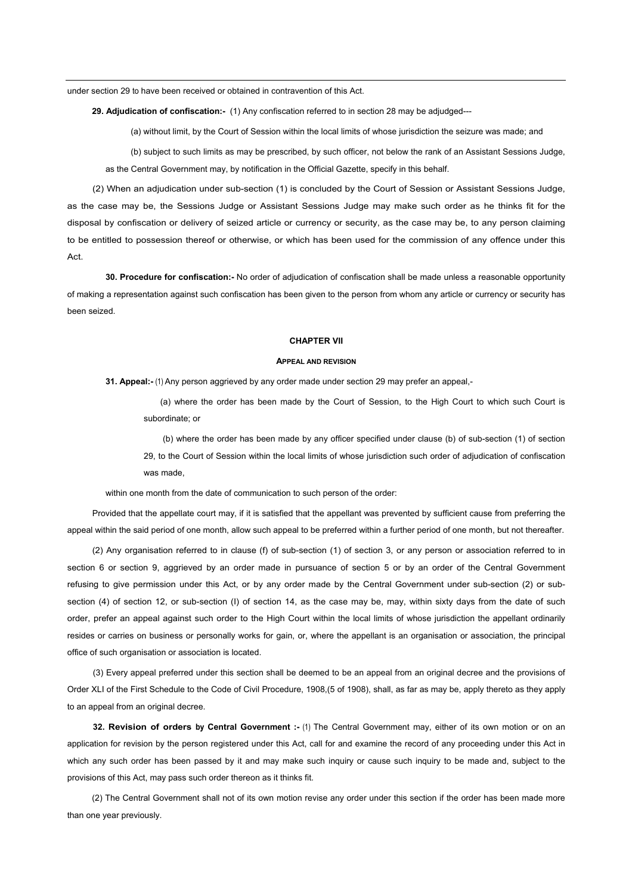under section 29 to have been received or obtained in contravention of this Act.

**29. Adjudication of confiscation:-** (1) Any confiscation referred to in section 28 may be adjudged---

(a) without limit, by the Court of Session within the local limits of whose jurisdiction the seizure was made; and

(b) subject to such limits as may be prescribed, by such officer, not below the rank of an Assistant Sessions Judge, as the Central Government may, by notification in the Official Gazette, specify in this behalf.

(2) When an adjudication under sub-section (1) is concluded by the Court of Session or Assistant Sessions Judge, as the case may be, the Sessions Judge or Assistant Sessions Judge may make such order as he thinks fit for the disposal by confiscation or delivery of seized article or currency or security, as the case may be, to any person claiming to be entitled to possession thereof or otherwise, or which has been used for the commission of any offence under this Act.

**30. Procedure for confiscation:-** No order of adjudication of confiscation shall be made unless a reasonable opportunity of making a representation against such confiscation has been given to the person from whom any article or currency or security has been seized.

## CHAPTER VII

### APPEAL AND REVISION

**31. Appeal:-** (1) Any person aggrieved by any order made under section 29 may prefer an appeal,-

(a) where the order has been made by the Court of Session, to the High Court to which such Court is subordinate; or

(b) where the order has been made by any officer specified under clause (b) of sub-section (1) of section 29, to the Court of Session within the local limits of whose jurisdiction such order of adjudication of confiscation was made,

within one month from the date of communication to such person of the order:

Provided that the appellate court may, if it is satisfied that the appellant was prevented by sufficient cause from preferring the appeal within the said period of one month, allow such appeal to be preferred within a further period of one month, but not thereafter.

(2) Any organisation referred to in clause (f) of sub-section (1) of section 3, or any person or association referred to in section 6 or section 9, aggrieved by an order made in pursuance of section 5 or by an order of the Central Government refusing to give permission under this Act, or by any order made by the Central Government under sub-section (2) or sub-section (4) of section 12, or sub-section (I) of section 14, as the case may be, may, within sixty days from the date of such order, prefer an appeal against such order to the High Court within the local limits of whose jurisdiction the appellant ordinarily resides or carries on business or personally works for gain, or, where the appellant is an organisation or association, the principal office of such organisation or association is located.

(3) Every appeal preferred under this section shall be deemed to be an appeal from an original decree and the provisions of Order XLI of the First Schedule to the Code of Civil Procedure, 1908,(5 of 1908), shall, as far as may be, apply thereto as they apply to an appeal from an original decree.

**32. Revision of orders by Central Government :-** (1) The Central Government may, either of its own motion or on an application for revision by the person registered under this Act, call for and examine the record of any proceeding under this Act in which any such order has been passed by it and may make such inquiry or cause such inquiry to be made and, subject to the provisions of this Act, may pass such order thereon as it thinks fit.

(2) The Central Government shall not of its own motion revise any order under this section if the order has been made more than one year previously.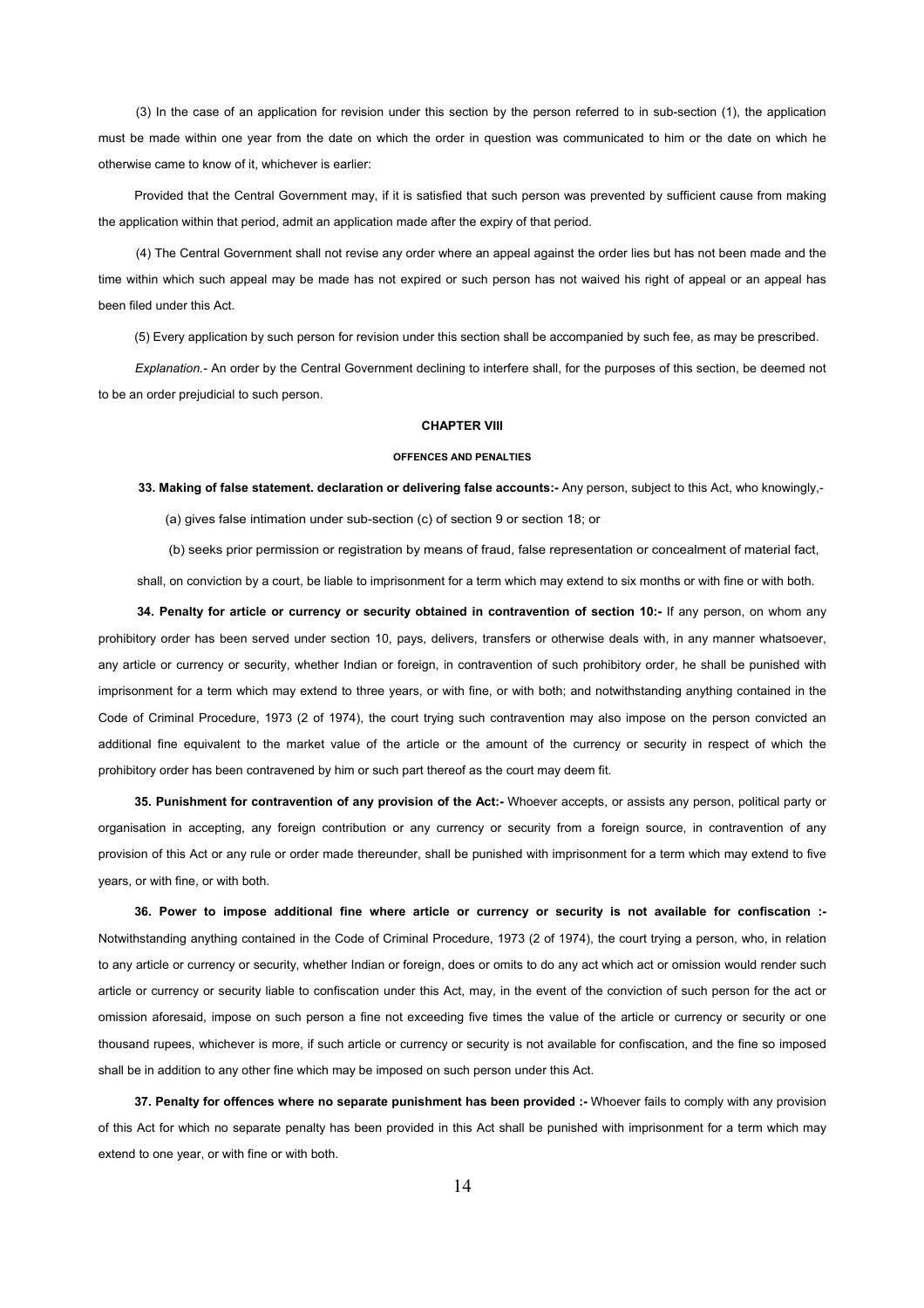(3) In the case of an application for revision under this section by the person referred to in sub-section (1), the application must be made within one year from the date on which the order in question was communicated to him or the date on which he otherwise came to know of it, whichever is earlier:

Provided that the Central Government may, if it is satisfied that such person was prevented by sufficient cause from making the application within that period, admit an application made after the expiry of that period.

(4) The Central Government shall not revise any order where an appeal against the order lies but has not been made and the time within which such appeal may be made has not expired or such person has not waived his right of appeal or an appeal has been filed under this Act.

(5) Every application by such person for revision under this section shall be accompanied by such fee, as may be prescribed.

*Explanation.*- An order by the Central Government declining to interfere shall, for the purposes of this section, be deemed not to be an order prejudicial to such person.

## CHAPTER VIII

### OFFENCES AND PENALTIES

**33. Making of false statement. declaration or delivering false accounts:-** Any person, subject to this Act, who knowingly,-

(a) gives false intimation under sub-section (c) of section 9 or section 18; or

(b) seeks prior permission or registration by means of fraud, false representation or concealment of material fact,

shall, on conviction by a court, be liable to imprisonment for a term which may extend to six months or with fine or with both.

**34. Penalty for article or currency or security obtained in contravention of section 10:-** If any person, on whom any prohibitory order has been served under section 10, pays, delivers, transfers or otherwise deals with, in any manner whatsoever, any article or currency or security, whether Indian or foreign, in contravention of such prohibitory order, he shall be punished with imprisonment for a term which may extend to three years, or with fine, or with both; and notwithstanding anything contained in the Code of Criminal Procedure, 1973 (2 of 1974), the court trying such contravention may also impose on the person convicted an additional fine equivalent to the market value of the article or the amount of the currency or security in respect of which the prohibitory order has been contravened by him or such part thereof as the court may deem fit.

**35. Punishment for contravention of any provision of the Act:-** Whoever accepts, or assists any person, political party or organisation in accepting, any foreign contribution or any currency or security from a foreign source, in contravention of any provision of this Act or any rule or order made thereunder, shall be punished with imprisonment for a term which may extend to five years, or with fine, or with both.

**36. Power to impose additional fine where article or currency or security is not available for confiscation :-** Notwithstanding anything contained in the Code of Criminal Procedure, 1973 (2 of 1974), the court trying a person, who, in relation to any article or currency or security, whether Indian or foreign, does or omits to do any act which act or omission would render such article or currency or security liable to confiscation under this Act, may, in the event of the conviction of such person for the act or omission aforesaid, impose on such person a fine not exceeding five times the value of the article or currency or security or one thousand rupees, whichever is more, if such article or currency or security is not available for confiscation, and the fine so imposed shall be in addition to any other fine which may be imposed on such person under this Act.

**37. Penalty for offences where no separate punishment has been provided :-** Whoever fails to comply with any provision of this Act for which no separate penalty has been provided in this Act shall be punished with imprisonment for a term which may extend to one year, or with fine or with both.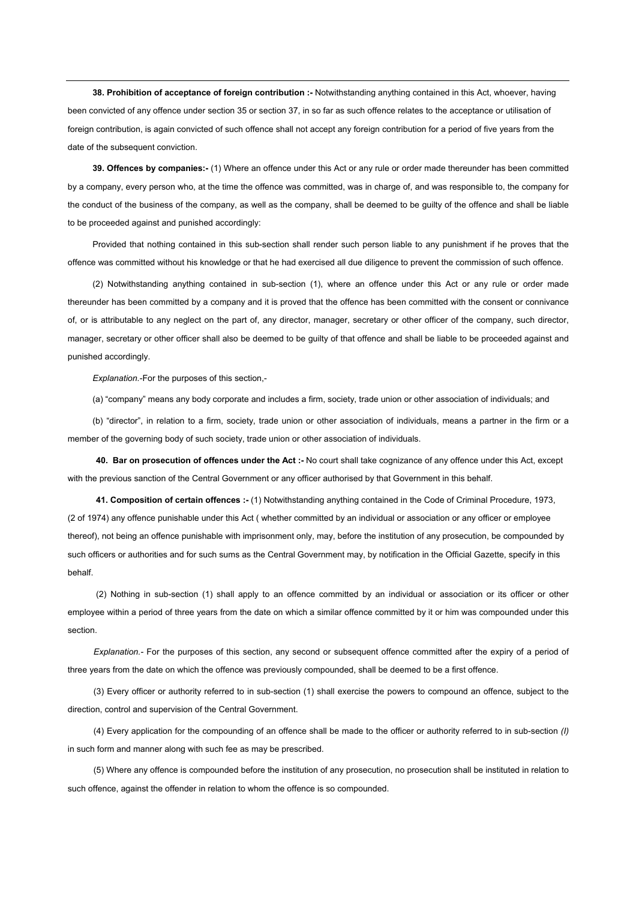**38. Prohibition of acceptance of foreign contribution :-** Notwithstanding anything contained in this Act, whoever, having been convicted of any offence under section 35 or section 37, in so far as such offence relates to the acceptance or utilisation of foreign contribution, is again convicted of such offence shall not accept any foreign contribution for a period of five years from the date of the subsequent conviction.

**39. Offences by companies:-** (1) Where an offence under this Act or any rule or order made thereunder has been committed by a company, every person who, at the time the offence was committed, was in charge of, and was responsible to, the company for the conduct of the business of the company, as well as the company, shall be deemed to be guilty of the offence and shall be liable to be proceeded against and punished accordingly:

Provided that nothing contained in this sub-section shall render such person liable to any punishment if he proves that the offence was committed without his knowledge or that he had exercised all due diligence to prevent the commission of such offence.

(2) Notwithstanding anything contained in sub-section (1), where an offence under this Act or any rule or order made thereunder has been committed by a company and it is proved that the offence has been committed with the consent or connivance of, or is attributable to any neglect on the part of, any director, manager, secretary or other officer of the company, such director, manager, secretary or other officer shall also be deemed to be guilty of that offence and shall be liable to be proceeded against and punished accordingly.

*Explanation.*-For the purposes of this section,-

(a) "company" means any body corporate and includes a firm, society, trade union or other association of individuals; and

(b) "director", in relation to a firm, society, trade union or other association of individuals, means a partner in the firm or a member of the governing body of such society, trade union or other association of individuals.

**40. Bar on prosecution of offences under the Act :-** No court shall take cognizance of any offence under this Act, except with the previous sanction of the Central Government or any officer authorised by that Government in this behalf.

**41. Composition of certain offences :-** (1) Notwithstanding anything contained in the Code of Criminal Procedure, 1973, (2 of 1974) any offence punishable under this Act ( whether committed by an individual or association or any officer or employee thereof), not being an offence punishable with imprisonment only, may, before the institution of any prosecution, be compounded by such officers or authorities and for such sums as the Central Government may, by notification in the Official Gazette, specify in this behalf.

(2) Nothing in sub-section (1) shall apply to an offence committed by an individual or association or its officer or other employee within a period of three years from the date on which a similar offence committed by it or him was compounded under this section.

*Explanation.*- For the purposes of this section, any second or subsequent offence committed after the expiry of a period of three years from the date on which the offence was previously compounded, shall be deemed to be a first offence.

(3) Every officer or authority referred to in sub-section (1) shall exercise the powers to compound an offence, subject to the direction, control and supervision of the Central Government.

(4) Every application for the compounding of an offence shall be made to the officer or authority referred to in sub-section *(I)* in such form and manner along with such fee as may be prescribed.

(5) Where any offence is compounded before the institution of any prosecution, no prosecution shall be instituted in relation to such offence, against the offender in relation to whom the offence is so compounded.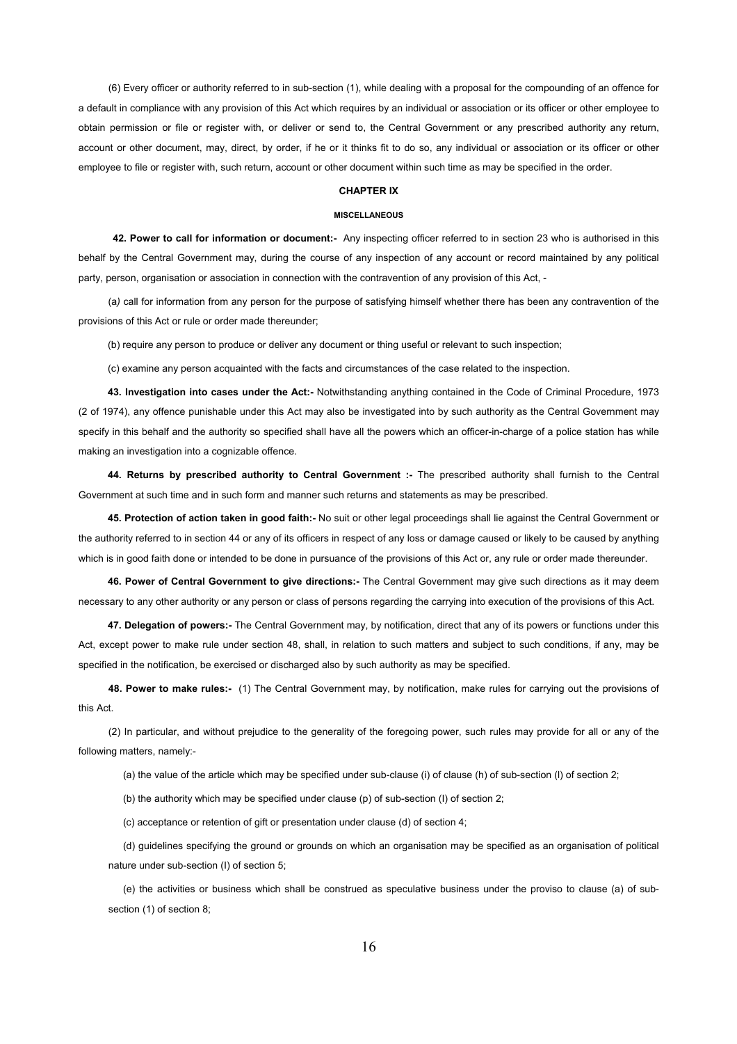(6) Every officer or authority referred to in sub-section (1), while dealing with a proposal for the compounding of an offence for a default in compliance with any provision of this Act which requires by an individual or association or its officer or other employee to obtain permission or file or register with, or deliver or send to, the Central Government or any prescribed authority any return, account or other document, may, direct, by order, if he or it thinks fit to do so, any individual or association or its officer or other employee to file or register with, such return, account or other document within such time as may be specified in the order.

## CHAPTER IX

### MISCELLANEOUS

**42. Power to call for information or document:-** Any inspecting officer referred to in section 23 who is authorised in this behalf by the Central Government may, during the course of any inspection of any account or record maintained by any political party, person, organisation or association in connection with the contravention of any provision of this Act, -

(a) call for information from any person for the purpose of satisfying himself whether there has been any contravention of the provisions of this Act or rule or order made thereunder;

(b) require any person to produce or deliver any document or thing useful or relevant to such inspection;

(c) examine any person acquainted with the facts and circumstances of the case related to the inspection.

**43. Investigation into cases under the Act:-** Notwithstanding anything contained in the Code of Criminal Procedure, 1973 (2 of 1974), any offence punishable under this Act may also be investigated into by such authority as the Central Government may specify in this behalf and the authority so specified shall have all the powers which an officer-in-charge of a police station has while making an investigation into a cognizable offence.

**44. Returns by prescribed authority to Central Government :-** The prescribed authority shall furnish to the Central Government at such time and in such form and manner such returns and statements as may be prescribed.

**45. Protection of action taken in good faith:-** No suit or other legal proceedings shall lie against the Central Government or the authority referred to in section 44 or any of its officers in respect of any loss or damage caused or likely to be caused by anything which is in good faith done or intended to be done in pursuance of the provisions of this Act or, any rule or order made thereunder.

**46. Power of Central Government to give directions:-** The Central Government may give such directions as it may deem necessary to any other authority or any person or class of persons regarding the carrying into execution of the provisions of this Act.

**47. Delegation of powers:-** The Central Government may, by notification, direct that any of its powers or functions under this Act, except power to make rule under section 48, shall, in relation to such matters and subject to such conditions, if any, may be specified in the notification, be exercised or discharged also by such authority as may be specified.

**48. Power to make rules:-** (1) The Central Government may, by notification, make rules for carrying out the provisions of this Act.

(2) In particular, and without prejudice to the generality of the foregoing power, such rules may provide for all or any of the following matters, namely:-

(a) the value of the article which may be specified under sub-clause (i) of clause (h) of sub-section (l) of section 2;

(b) the authority which may be specified under clause (p) of sub-section (l) of section 2;

(c) acceptance or retention of gift or presentation under clause (d) of section 4;

(d) guidelines specifying the ground or grounds on which an organisation may be specified as an organisation of political nature under sub-section (l) of section 5;

(e) the activities or business which shall be construed as speculative business under the proviso to clause (a) of sub-section (1) of section 8;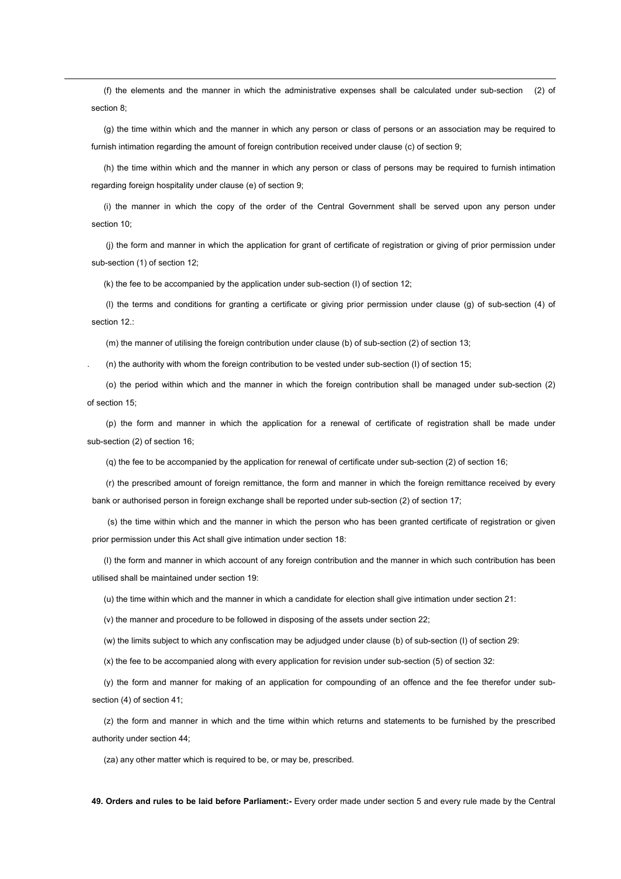(f) the elements and the manner in which the administrative expenses shall be calculated under sub-section (2) of section 8;

(g) the time within which and the manner in which any person or class of persons or an association may be required to furnish intimation regarding the amount of foreign contribution received under clause (c) of section 9;

(h) the time within which and the manner in which any person or class of persons may be required to furnish intimation regarding foreign hospitality under clause (e) of section 9;

(i) the manner in which the copy of the order of the Central Government shall be served upon any person under section 10;

(j) the form and manner in which the application for grant of certificate of registration or giving of prior permission under sub-section (1) of section 12;

(k) the fee to be accompanied by the application under sub-section (l) of section 12;

(l) the terms and conditions for granting a certificate or giving prior permission under clause (g) of sub-section (4) of section 12.:

(m) the manner of utilising the foreign contribution under clause (b) of sub-section (2) of section 13;

. (n) the authority with whom the foreign contribution to be vested under sub-section (l) of section 15;

(o) the period within which and the manner in which the foreign contribution shall be managed under sub-section (2) of section 15;

(p) the form and manner in which the application for a renewal of certificate of registration shall be made under sub-section (2) of section 16;

(q) the fee to be accompanied by the application for renewal of certificate under sub-section (2) of section 16;

(r) the prescribed amount of foreign remittance, the form and manner in which the foreign remittance received by every bank or authorised person in foreign exchange shall be reported under sub-section (2) of section 17;

(s) the time within which and the manner in which the person who has been granted certificate of registration or given prior permission under this Act shall give intimation under section 18:

(l) the form and manner in which account of any foreign contribution and the manner in which such contribution has been utilised shall be maintained under section 19:

(u) the time within which and the manner in which a candidate for election shall give intimation under section 21:

(v) the manner and procedure to be followed in disposing of the assets under section 22;

(w) the limits subject to which any confiscation may be adjudged under clause (b) of sub-section (l) of section 29:

(x) the fee to be accompanied along with every application for revision under sub-section (5) of section 32:

(y) the form and manner for making of an application for compounding of an offence and the fee therefor under sub-section (4) of section 41;

(z) the form and manner in which and the time within which returns and statements to be furnished by the prescribed authority under section 44;

(za) any other matter which is required to be, or may be, prescribed.

**49. Orders and rules to be laid before Parliament:-** Every order made under section 5 and every rule made by the Central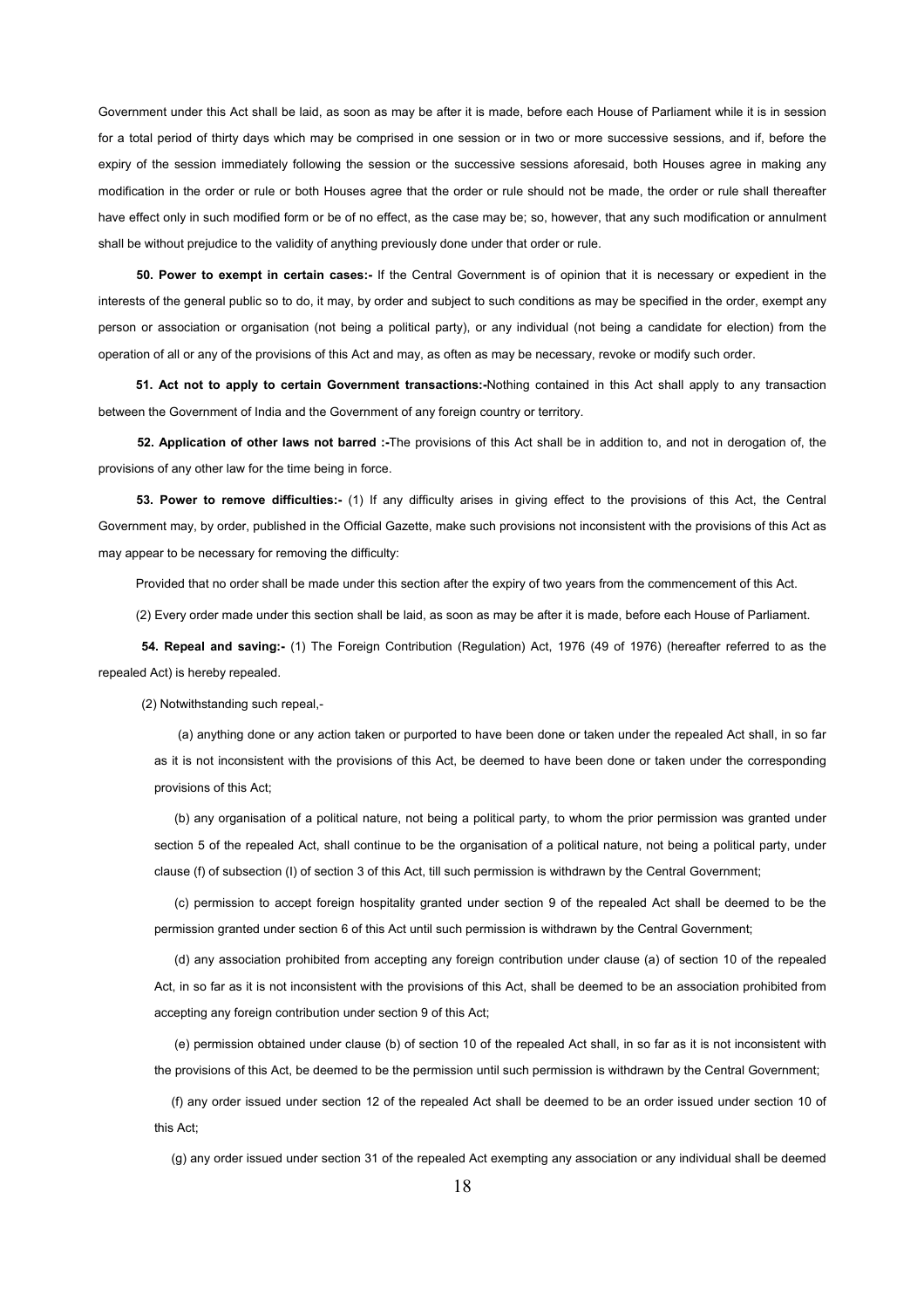Government under this Act shall be laid, as soon as may be after it is made, before each House of Parliament while it is in session for a total period of thirty days which may be comprised in one session or in two or more successive sessions, and if, before the expiry of the session immediately following the session or the successive sessions aforesaid, both Houses agree in making any modification in the order or rule or both Houses agree that the order or rule should not be made, the order or rule shall thereafter have effect only in such modified form or be of no effect, as the case may be; so, however, that any such modification or annulment shall be without prejudice to the validity of anything previously done under that order or rule.

**50. Power to exempt in certain cases:-** If the Central Government is of opinion that it is necessary or expedient in the interests of the general public so to do, it may, by order and subject to such conditions as may be specified in the order, exempt any person or association or organisation (not being a political party), or any individual (not being a candidate for election) from the operation of all or any of the provisions of this Act and may, as often as may be necessary, revoke or modify such order.

**51. Act not to apply to certain Government transactions:-**Nothing contained in this Act shall apply to any transaction between the Government of India and the Government of any foreign country or territory.

**52. Application of other laws not barred :-**The provisions of this Act shall be in addition to, and not in derogation of, the provisions of any other law for the time being in force.

**53. Power to remove difficulties:-** (1) If any difficulty arises in giving effect to the provisions of this Act, the Central Government may, by order, published in the Official Gazette, make such provisions not inconsistent with the provisions of this Act as may appear to be necessary for removing the difficulty:

Provided that no order shall be made under this section after the expiry of two years from the commencement of this Act.

(2) Every order made under this section shall be laid, as soon as may be after it is made, before each House of Parliament.

**54. Repeal and saving:-** (1) The Foreign Contribution (Regulation) Act, 1976 (49 of 1976) (hereafter referred to as the repealed Act) is hereby repealed.

(2) Notwithstanding such repeal,-

(a) anything done or any action taken or purported to have been done or taken under the repealed Act shall, in so far as it is not inconsistent with the provisions of this Act, be deemed to have been done or taken under the corresponding provisions of this Act;

(b) any organisation of a political nature, not being a political party, to whom the prior permission was granted under section 5 of the repealed Act, shall continue to be the organisation of a political nature, not being a political party, under clause (f) of subsection (I) of section 3 of this Act, till such permission is withdrawn by the Central Government;

(c) permission to accept foreign hospitality granted under section 9 of the repealed Act shall be deemed to be the permission granted under section 6 of this Act until such permission is withdrawn by the Central Government;

(d) any association prohibited from accepting any foreign contribution under clause (a) of section 10 of the repealed Act, in so far as it is not inconsistent with the provisions of this Act, shall be deemed to be an association prohibited from accepting any foreign contribution under section 9 of this Act;

(e) permission obtained under clause (b) of section 10 of the repealed Act shall, in so far as it is not inconsistent with the provisions of this Act, be deemed to be the permission until such permission is withdrawn by the Central Government;

(f) any order issued under section 12 of the repealed Act shall be deemed to be an order issued under section 10 of this Act;

(g) any order issued under section 31 of the repealed Act exempting any association or any individual shall be deemed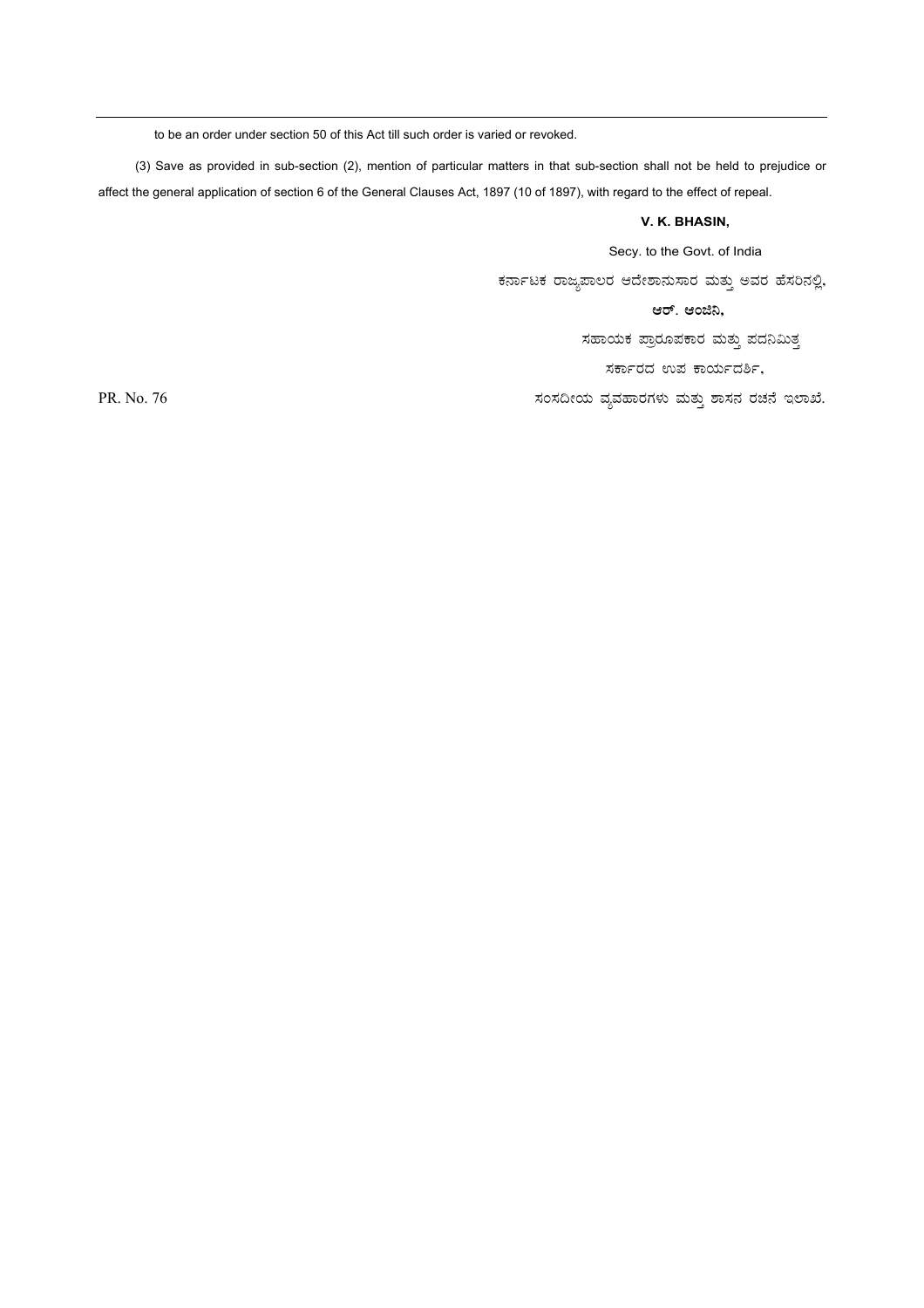to be an order under section 50 of this Act till such order is varied or revoked.

(3) Save as provided in sub-section (2), mention of particular matters in that sub-section shall not be held to prejudice or affect the general application of section 6 of the General Clauses Act, 1897 (10 of 1897), with regard to the effect of repeal.

**V. K. BHASIN,**

Secy. to the Govt. of India

ಕರ್ನಾಟಕ ರಾಜ್ಯಪಾಲರ ಆದೇಶಾನುಸಾರ ಮತ್ತು ಅವರ ಹೆಸರಿನಲ್ಲಿ,

**ಆರ್. ಆಂಜಿನಿ,**

ಸಹಾಯಕ ಪ್ರಾರೂಪಕಾರ ಮತ್ತು ಪದನಿಮಿತ್ತ

ಸರ್ಕಾರದ ಉಪ ಕಾರ್ಯದರ್ಶಿ,

PR. No. 76

ಸಂಸದೀಯ ವ್ಯವಹಾರಗಳು ಮತ್ತು ಶಾಸನ ರಚನೆ ಇಲಾಖೆ.